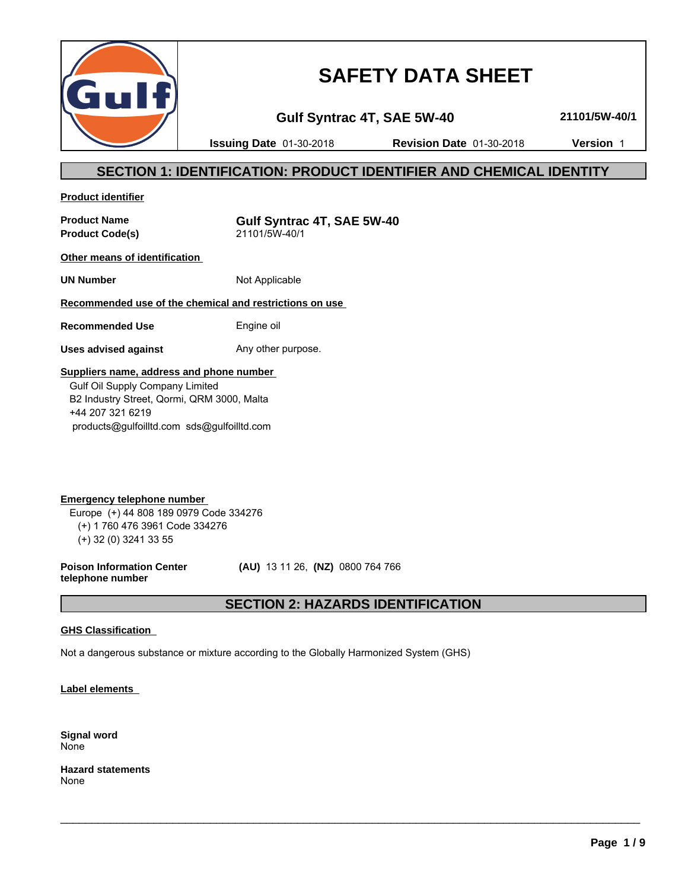# SAFETY DATA SHEET

**Gulf Syntrac 4T, SAE 5W-40** **21101/5W-40/1**

**Issuing Date** 01-30-2018 **Revision Date** 01-30-2018 **Version** 1

## SECTION 1: IDENTIFICATION: PRODUCT IDENTIFIER AND CHEMICAL IDENTITY

**Product identifier**

| | |
|---|---|
| **Product Name** | **Gulf Syntrac 4T, SAE 5W-40** |
| **Product Code(s)** | 21101/5W-40/1 |

**Other means of identification**

| | |
|---|---|
| **UN Number** | Not Applicable |

**Recommended use of the chemical and restrictions on use**

| | |
|---|---|
| **Recommended Use** | Engine oil |
| **Uses advised against** | Any other purpose. |

**Suppliers name, address and phone number**

Gulf Oil Supply Company Limited
B2 Industry Street, Qormi, QRM 3000, Malta
+44 207 321 6219
products@gulfoilltd.com sds@gulfoilltd.com

**Emergency telephone number**

Europe (+) 44 808 189 0979 Code 334276
(+) 1 760 476 3961 Code 334276
(+) 32 (0) 3241 33 55

**Poison Information Center telephone number** **(AU)** 13 11 26, **(NZ)** 0800 764 766

## SECTION 2: HAZARDS IDENTIFICATION

**GHS Classification**

Not a dangerous substance or mixture according to the Globally Harmonized System (GHS)

**Label elements**

**Signal word**
None

**Hazard statements**
None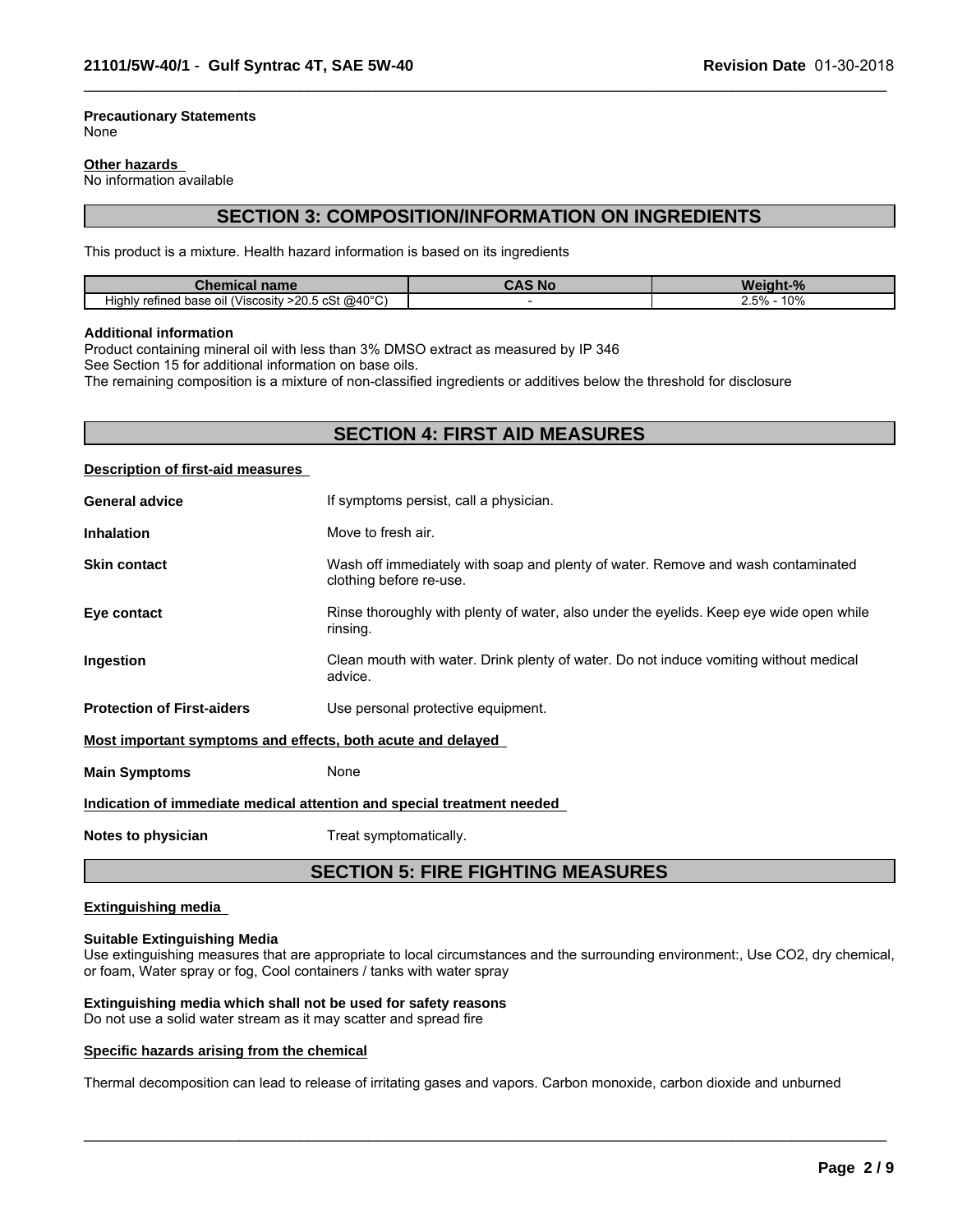**Precautionary Statements**
None

**Other hazards**
No information available

## SECTION 3: COMPOSITION/INFORMATION ON INGREDIENTS

This product is a mixture. Health hazard information is based on its ingredients

| Chemical name | CAS No | Weight-% |
|---|---|---|
| Highly refined base oil (Viscosity >20.5 cSt @40°C) | - | 2.5% - 10% |

**Additional information**
Product containing mineral oil with less than 3% DMSO extract as measured by IP 346
See Section 15 for additional information on base oils.
The remaining composition is a mixture of non-classified ingredients or additives below the threshold for disclosure

## SECTION 4: FIRST AID MEASURES

**Description of first-aid measures**

**General advice** If symptoms persist, call a physician.

**Inhalation** Move to fresh air.

**Skin contact** Wash off immediately with soap and plenty of water. Remove and wash contaminated clothing before re-use.

**Eye contact** Rinse thoroughly with plenty of water, also under the eyelids. Keep eye wide open while rinsing.

**Ingestion** Clean mouth with water. Drink plenty of water. Do not induce vomiting without medical advice.

**Protection of First-aiders** Use personal protective equipment.

**Most important symptoms and effects, both acute and delayed**

**Main Symptoms** None

**Indication of immediate medical attention and special treatment needed**

**Notes to physician** Treat symptomatically.

## SECTION 5: FIRE FIGHTING MEASURES

**Extinguishing media**

**Suitable Extinguishing Media**
Use extinguishing measures that are appropriate to local circumstances and the surrounding environment:, Use $CO_2$, dry chemical, or foam, Water spray or fog, Cool containers / tanks with water spray

**Extinguishing media which shall not be used for safety reasons**
Do not use a solid water stream as it may scatter and spread fire

**Specific hazards arising from the chemical**

Thermal decomposition can lead to release of irritating gases and vapors. Carbon monoxide, carbon dioxide and unburned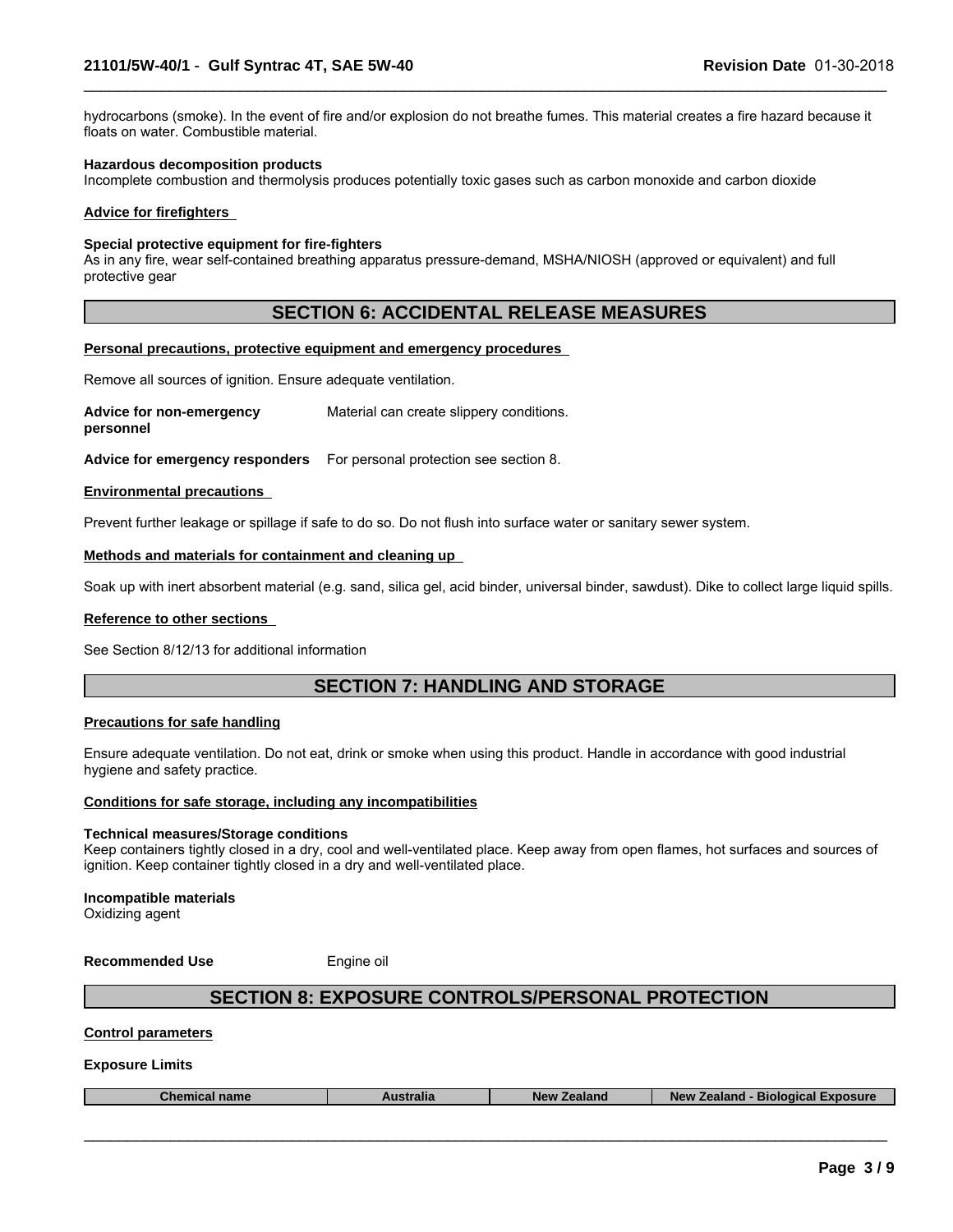hydrocarbons (smoke). In the event of fire and/or explosion do not breathe fumes. This material creates a fire hazard because it floats on water. Combustible material.

**Hazardous decomposition products**
Incomplete combustion and thermolysis produces potentially toxic gases such as carbon monoxide and carbon dioxide

**Advice for firefighters**

**Special protective equipment for fire-fighters**
As in any fire, wear self-contained breathing apparatus pressure-demand, MSHA/NIOSH (approved or equivalent) and full protective gear

## SECTION 6: ACCIDENTAL RELEASE MEASURES

**Personal precautions, protective equipment and emergency procedures**

Remove all sources of ignition. Ensure adequate ventilation.

**Advice for non-emergency personnel** Material can create slippery conditions.

**Advice for emergency responders** For personal protection see section 8.

**Environmental precautions**

Prevent further leakage or spillage if safe to do so. Do not flush into surface water or sanitary sewer system.

**Methods and materials for containment and cleaning up**

Soak up with inert absorbent material (e.g. sand, silica gel, acid binder, universal binder, sawdust). Dike to collect large liquid spills.

**Reference to other sections**

See Section 8/12/13 for additional information

## SECTION 7: HANDLING AND STORAGE

**Precautions for safe handling**

Ensure adequate ventilation. Do not eat, drink or smoke when using this product. Handle in accordance with good industrial hygiene and safety practice.

**Conditions for safe storage, including any incompatibilities**

**Technical measures/Storage conditions**
Keep containers tightly closed in a dry, cool and well-ventilated place. Keep away from open flames, hot surfaces and sources of ignition. Keep container tightly closed in a dry and well-ventilated place.

**Incompatible materials**
Oxidizing agent

**Recommended Use** Engine oil

## SECTION 8: EXPOSURE CONTROLS/PERSONAL PROTECTION

**Control parameters**

**Exposure Limits**

| Chemical name | Australia | New Zealand | New Zealand - Biological Exposure |
|---|---|---|---|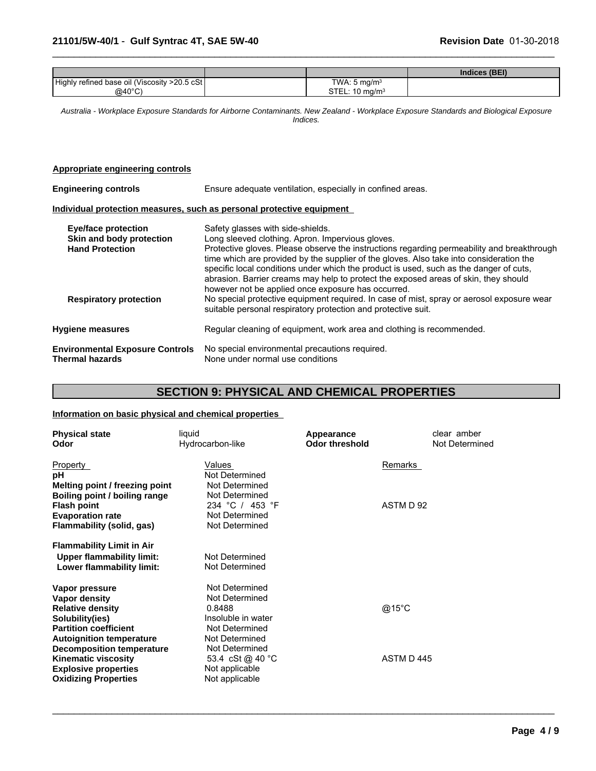| | | | Indices (BEI) |
|---|---|---|---|
| Highly refined base oil (Viscosity >20.5 cSt @40°C) | | TWA: 5 mg/m³ STEL: 10 mg/m³ | |

*Australia - Workplace Exposure Standards for Airborne Contaminants. New Zealand - Workplace Exposure Standards and Biological Exposure Indices.*

**Appropriate engineering controls**

**Engineering controls** Ensure adequate ventilation, especially in confined areas.

**Individual protection measures, such as personal protective equipment**

**Eye/face protection** Safety glasses with side-shields.

**Skin and body protection** Long sleeved clothing. Apron. Impervious gloves.

**Hand Protection** Protective gloves. Please observe the instructions regarding permeability and breakthrough time which are provided by the supplier of the gloves. Also take into consideration the specific local conditions under which the product is used, such as the danger of cuts, abrasion. Barrier creams may help to protect the exposed areas of skin, they should however not be applied once exposure has occurred.

**Respiratory protection** No special protective equipment required. In case of mist, spray or aerosol exposure wear suitable personal respiratory protection and protective suit.

**Hygiene measures** Regular cleaning of equipment, work area and clothing is recommended.

**Environmental Exposure Controls** No special environmental precautions required.

**Thermal hazards** None under normal use conditions

## SECTION 9: PHYSICAL AND CHEMICAL PROPERTIES

**Information on basic physical and chemical properties**

| | | | |
|---|---|---|---|
| **Physical state** | liquid | **Appearance** | clear amber |
| **Odor** | Hydrocarbon-like | **Odor threshold** | Not Determined |

| Property | Values | Remarks |
|---|---|---|
| **pH** | Not Determined | |
| **Melting point / freezing point** | Not Determined | |
| **Boiling point / boiling range** | Not Determined | |
| **Flash point** | 234 °C / 453 °F | ASTM D 92 |
| **Evaporation rate** | Not Determined | |
| **Flammability (solid, gas)** | Not Determined | |
| **Flammability Limit in Air** | | |
| **Upper flammability limit:** | Not Determined | |
| **Lower flammability limit:** | Not Determined | |
| **Vapor pressure** | Not Determined | |
| **Vapor density** | Not Determined | |
| **Relative density** | 0.8488 | @15°C |
| **Solubility(ies)** | Insoluble in water | |
| **Partition coefficient** | Not Determined | |
| **Autoignition temperature** | Not Determined | |
| **Decomposition temperature** | Not Determined | |
| **Kinematic viscosity** | 53.4 cSt @ 40 °C | ASTM D 445 |
| **Explosive properties** | Not applicable | |
| **Oxidizing Properties** | Not applicable | |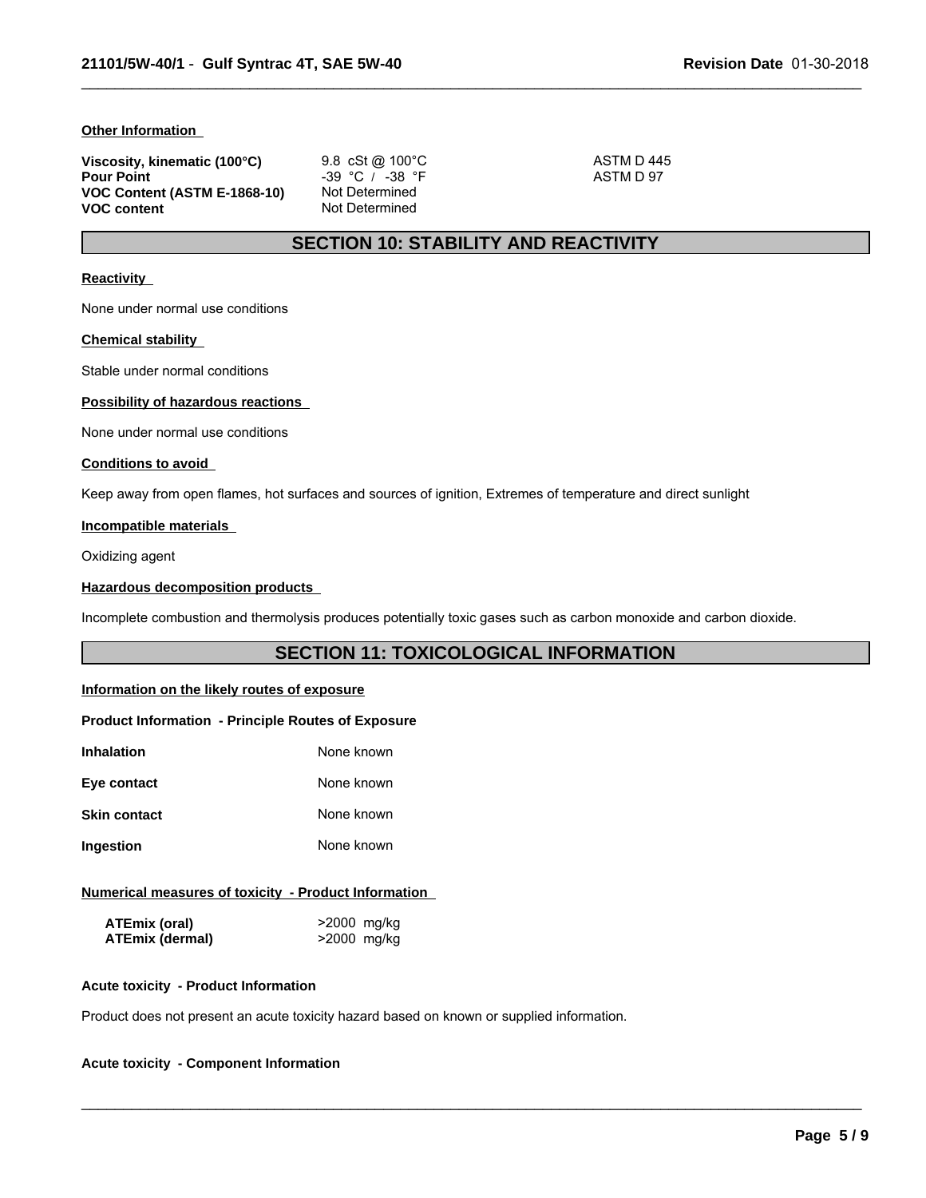**Other Information**

| | | |
|---|---|---|
| **Viscosity, kinematic (100°C)** | 9.8 cSt @ 100°C | ASTM D 445 |
| **Pour Point** | -39 °C / -38 °F | ASTM D 97 |
| **VOC Content (ASTM E-1868-10)** | Not Determined | |
| **VOC content** | Not Determined | |

## SECTION 10: STABILITY AND REACTIVITY

**Reactivity**

None under normal use conditions

**Chemical stability**

Stable under normal conditions

**Possibility of hazardous reactions**

None under normal use conditions

**Conditions to avoid**

Keep away from open flames, hot surfaces and sources of ignition, Extremes of temperature and direct sunlight

**Incompatible materials**

Oxidizing agent

**Hazardous decomposition products**

Incomplete combustion and thermolysis produces potentially toxic gases such as carbon monoxide and carbon dioxide.

## SECTION 11: TOXICOLOGICAL INFORMATION

**Information on the likely routes of exposure**

**Product Information - Principle Routes of Exposure**

| | |
|---|---|
| **Inhalation** | None known |
| **Eye contact** | None known |
| **Skin contact** | None known |
| **Ingestion** | None known |

**Numerical measures of toxicity - Product Information**

| | |
|---|---|
| **ATEmix (oral)** | >2000 mg/kg |
| **ATEmix (dermal)** | >2000 mg/kg |

**Acute toxicity - Product Information**

Product does not present an acute toxicity hazard based on known or supplied information.

**Acute toxicity - Component Information**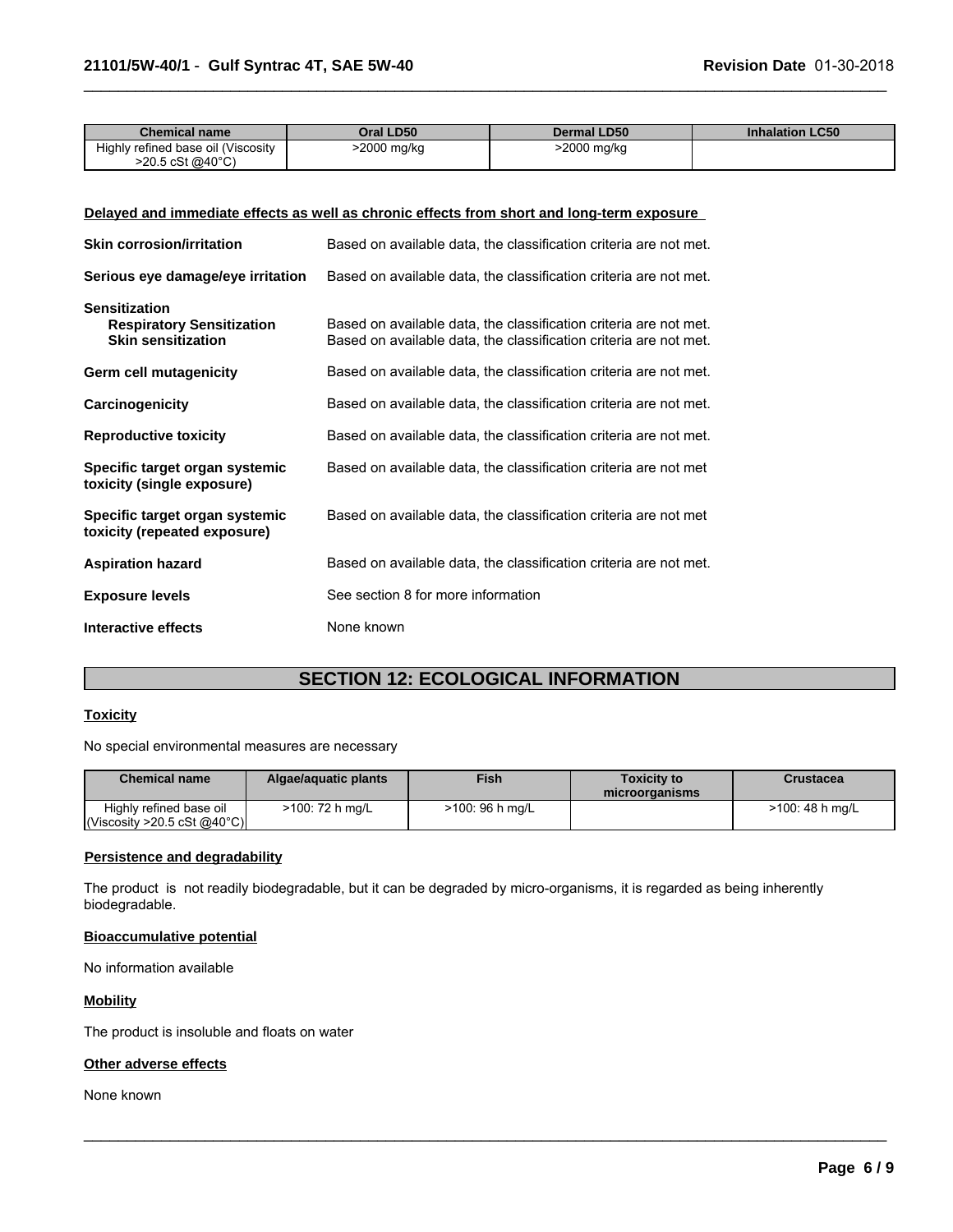| Chemical name | Oral LD50 | Dermal LD50 | Inhalation LC50 |
| --- | --- | --- | --- |
| Highly refined base oil (Viscosity >20.5 cSt @40°C) | >2000 mg/kg | >2000 mg/kg | |

**Delayed and immediate effects as well as chronic effects from short and long-term exposure**

**Skin corrosion/irritation** Based on available data, the classification criteria are not met.

**Serious eye damage/eye irritation** Based on available data, the classification criteria are not met.

**Sensitization**

**Respiratory Sensitization** Based on available data, the classification criteria are not met.

**Skin sensitization** Based on available data, the classification criteria are not met.

**Germ cell mutagenicity** Based on available data, the classification criteria are not met.

**Carcinogenicity** Based on available data, the classification criteria are not met.

**Reproductive toxicity** Based on available data, the classification criteria are not met.

**Specific target organ systemic toxicity (single exposure)** Based on available data, the classification criteria are not met

**Specific target organ systemic toxicity (repeated exposure)** Based on available data, the classification criteria are not met

**Aspiration hazard** Based on available data, the classification criteria are not met.

**Exposure levels** See section 8 for more information

**Interactive effects** None known

## SECTION 12: ECOLOGICAL INFORMATION

**Toxicity**

No special environmental measures are necessary

| Chemical name | Algae/aquatic plants | Fish | Toxicity to microorganisms | Crustacea |
| --- | --- | --- | --- | --- |
| Highly refined base oil (Viscosity >20.5 cSt @40°C) | >100: 72 h mg/L | >100: 96 h mg/L | | >100: 48 h mg/L |

**Persistence and degradability**

The product is not readily biodegradable, but it can be degraded by micro-organisms, it is regarded as being inherently biodegradable.

**Bioaccumulative potential**

No information available

**Mobility**

The product is insoluble and floats on water

**Other adverse effects**

None known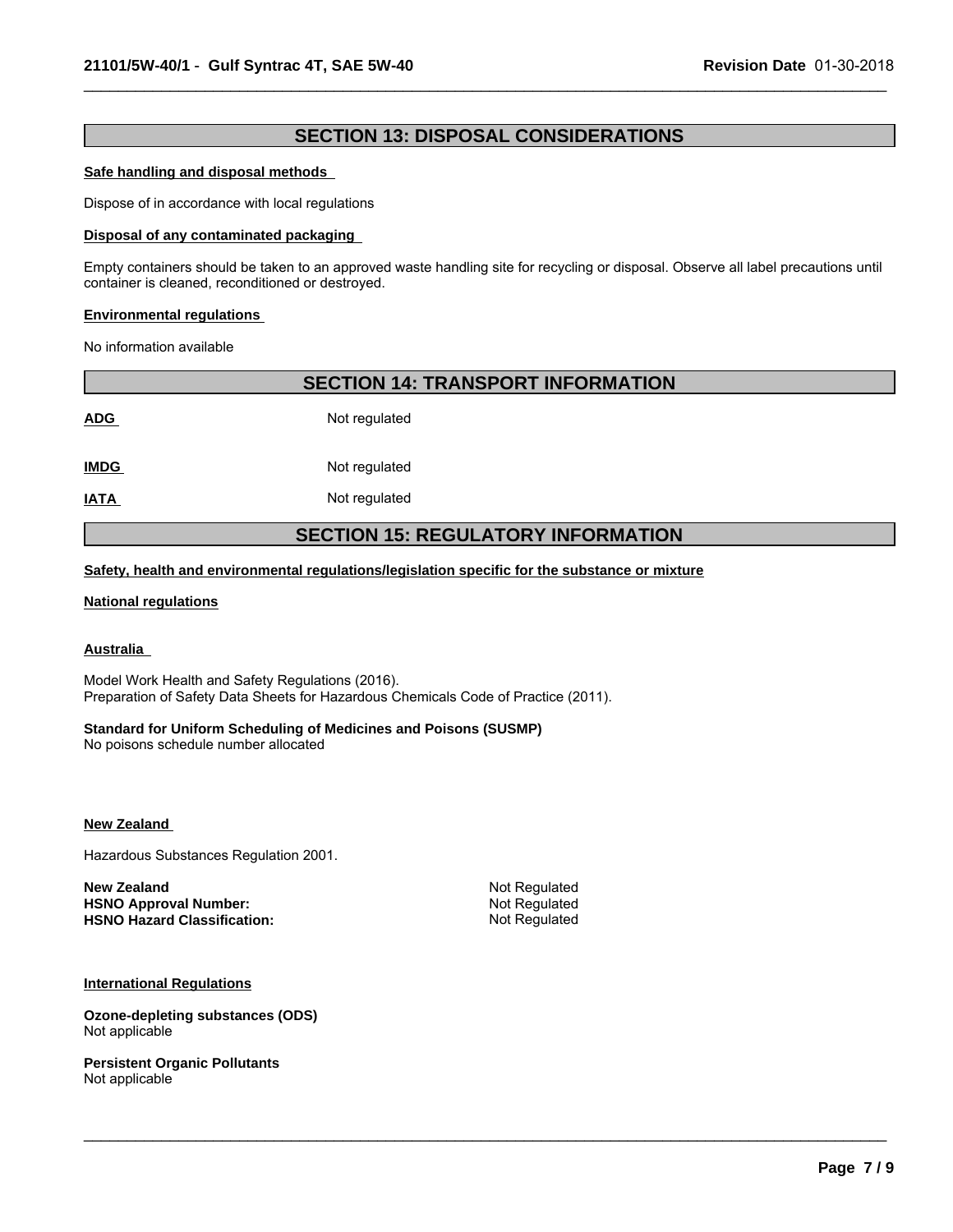## SECTION 13: DISPOSAL CONSIDERATIONS

**Safe handling and disposal methods**

Dispose of in accordance with local regulations

**Disposal of any contaminated packaging**

Empty containers should be taken to an approved waste handling site for recycling or disposal. Observe all label precautions until container is cleaned, reconditioned or destroyed.

**Environmental regulations**

No information available

## SECTION 14: TRANSPORT INFORMATION

| | |
|---|---|
| **ADG** | Not regulated |
| **IMDG** | Not regulated |
| **IATA** | Not regulated |

## SECTION 15: REGULATORY INFORMATION

**Safety, health and environmental regulations/legislation specific for the substance or mixture**

**National regulations**

**Australia**

Model Work Health and Safety Regulations (2016).
Preparation of Safety Data Sheets for Hazardous Chemicals Code of Practice (2011).

**Standard for Uniform Scheduling of Medicines and Poisons (SUSMP)**
No poisons schedule number allocated

**New Zealand**

Hazardous Substances Regulation 2001.

| | |
|---|---|
| **New Zealand** | Not Regulated |
| **HSNO Approval Number:** | Not Regulated |
| **HSNO Hazard Classification:** | Not Regulated |

**International Regulations**

**Ozone-depleting substances (ODS)**
Not applicable

**Persistent Organic Pollutants**
Not applicable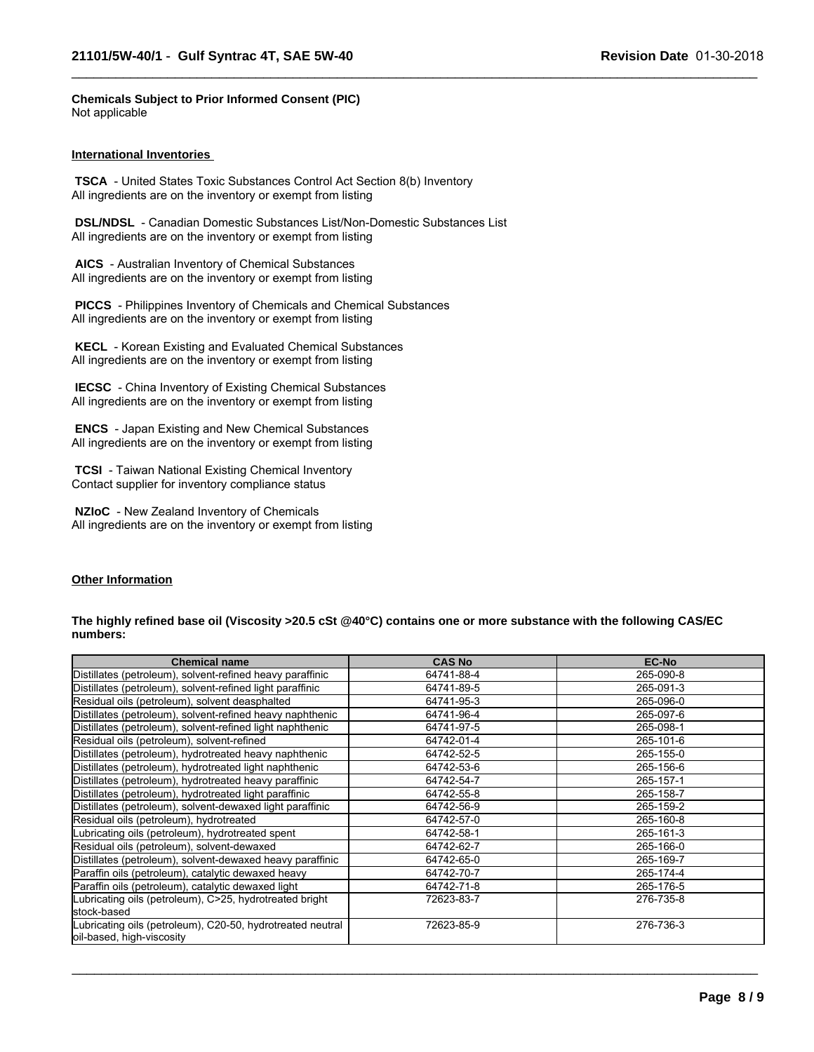**Chemicals Subject to Prior Informed Consent (PIC)**
Not applicable

## International Inventories

**TSCA** - United States Toxic Substances Control Act Section 8(b) Inventory
All ingredients are on the inventory or exempt from listing

**DSL/NDSL** - Canadian Domestic Substances List/Non-Domestic Substances List
All ingredients are on the inventory or exempt from listing

**AICS** - Australian Inventory of Chemical Substances
All ingredients are on the inventory or exempt from listing

**PICCS** - Philippines Inventory of Chemicals and Chemical Substances
All ingredients are on the inventory or exempt from listing

**KECL** - Korean Existing and Evaluated Chemical Substances
All ingredients are on the inventory or exempt from listing

**IECSC** - China Inventory of Existing Chemical Substances
All ingredients are on the inventory or exempt from listing

**ENCS** - Japan Existing and New Chemical Substances
All ingredients are on the inventory or exempt from listing

**TCSI** - Taiwan National Existing Chemical Inventory
Contact supplier for inventory compliance status

**NZIoC** - New Zealand Inventory of Chemicals
All ingredients are on the inventory or exempt from listing

## Other Information

**The highly refined base oil (Viscosity >20.5 cSt @40°C) contains one or more substance with the following CAS/EC numbers:**

| Chemical name | CAS No | EC-No |
|---|---|---|
| Distillates (petroleum), solvent-refined heavy paraffinic | 64741-88-4 | 265-090-8 |
| Distillates (petroleum), solvent-refined light paraffinic | 64741-89-5 | 265-091-3 |
| Residual oils (petroleum), solvent deasphalted | 64741-95-3 | 265-096-0 |
| Distillates (petroleum), solvent-refined heavy naphthenic | 64741-96-4 | 265-097-6 |
| Distillates (petroleum), solvent-refined light naphthenic | 64741-97-5 | 265-098-1 |
| Residual oils (petroleum), solvent-refined | 64742-01-4 | 265-101-6 |
| Distillates (petroleum), hydrotreated heavy naphthenic | 64742-52-5 | 265-155-0 |
| Distillates (petroleum), hydrotreated light naphthenic | 64742-53-6 | 265-156-6 |
| Distillates (petroleum), hydrotreated heavy paraffinic | 64742-54-7 | 265-157-1 |
| Distillates (petroleum), hydrotreated light paraffinic | 64742-55-8 | 265-158-7 |
| Distillates (petroleum), solvent-dewaxed light paraffinic | 64742-56-9 | 265-159-2 |
| Residual oils (petroleum), hydrotreated | 64742-57-0 | 265-160-8 |
| Lubricating oils (petroleum), hydrotreated spent | 64742-58-1 | 265-161-3 |
| Residual oils (petroleum), solvent-dewaxed | 64742-62-7 | 265-166-0 |
| Distillates (petroleum), solvent-dewaxed heavy paraffinic | 64742-65-0 | 265-169-7 |
| Paraffin oils (petroleum), catalytic dewaxed heavy | 64742-70-7 | 265-174-4 |
| Paraffin oils (petroleum), catalytic dewaxed light | 64742-71-8 | 265-176-5 |
| Lubricating oils (petroleum), C>25, hydrotreated bright stock-based | 72623-83-7 | 276-735-8 |
| Lubricating oils (petroleum), C20-50, hydrotreated neutral oil-based, high-viscosity | 72623-85-9 | 276-736-3 |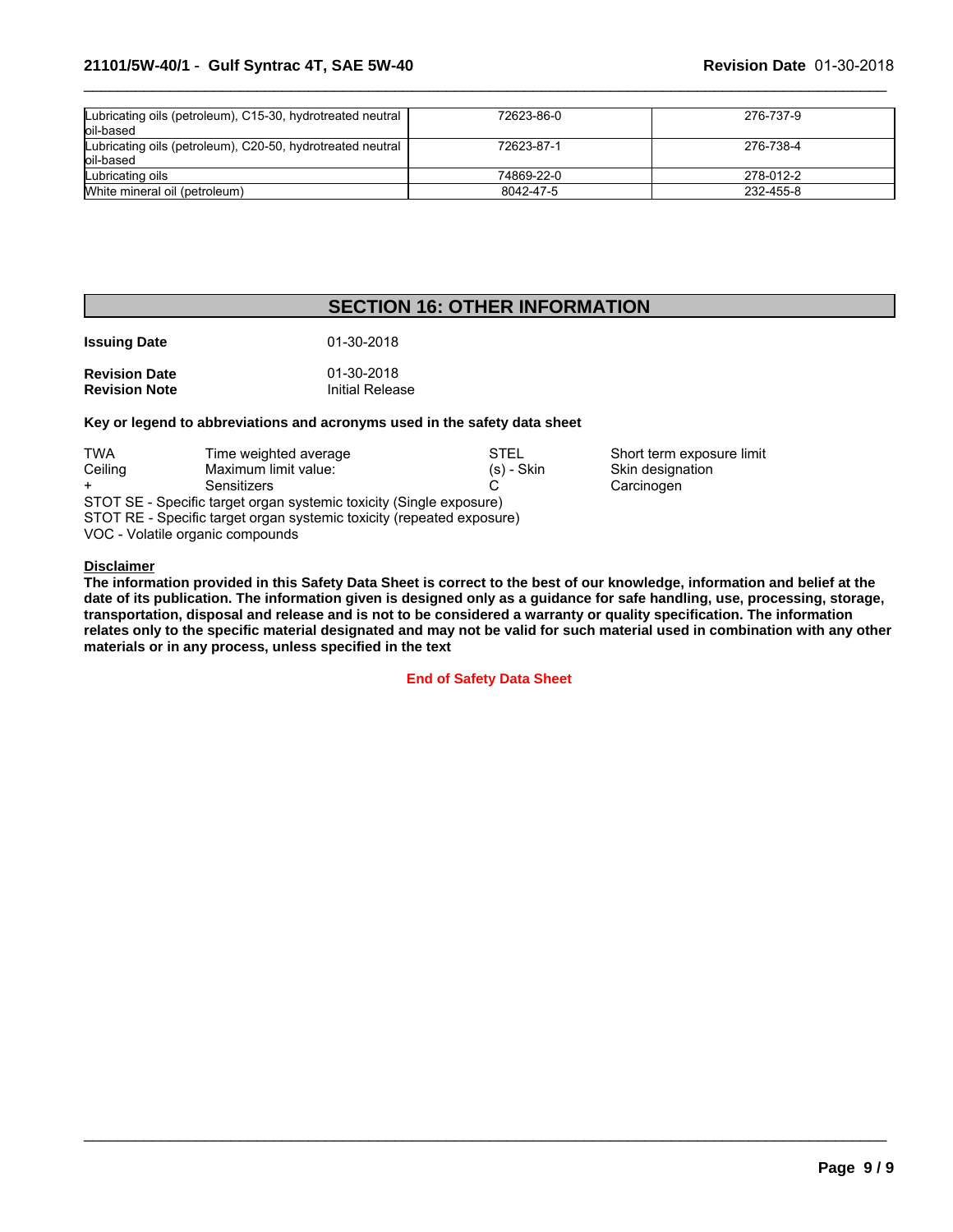| | | |
|---|---|---|
| Lubricating oils (petroleum), C15-30, hydrotreated neutral oil-based | 72623-86-0 | 276-737-9 |
| Lubricating oils (petroleum), C20-50, hydrotreated neutral oil-based | 72623-87-1 | 276-738-4 |
| Lubricating oils | 74869-22-0 | 278-012-2 |
| White mineral oil (petroleum) | 8042-47-5 | 232-455-8 |

## SECTION 16: OTHER INFORMATION

**Issuing Date** 01-30-2018

**Revision Date** 01-30-2018
**Revision Note** Initial Release

**Key or legend to abbreviations and acronyms used in the safety data sheet**

| | | | |
|---|---|---|---|
| TWA | Time weighted average | STEL | Short term exposure limit |
| Ceiling | Maximum limit value: | (s) - Skin | Skin designation |
| + | Sensitizers | C | Carcinogen |

STOT SE - Specific target organ systemic toxicity (Single exposure)
STOT RE - Specific target organ systemic toxicity (repeated exposure)
VOC - Volatile organic compounds

**Disclaimer**

**The information provided in this Safety Data Sheet is correct to the best of our knowledge, information and belief at the date of its publication. The information given is designed only as a guidance for safe handling, use, processing, storage, transportation, disposal and release and is not to be considered a warranty or quality specification. The information relates only to the specific material designated and may not be valid for such material used in combination with any other materials or in any process, unless specified in the text**

**End of Safety Data Sheet**